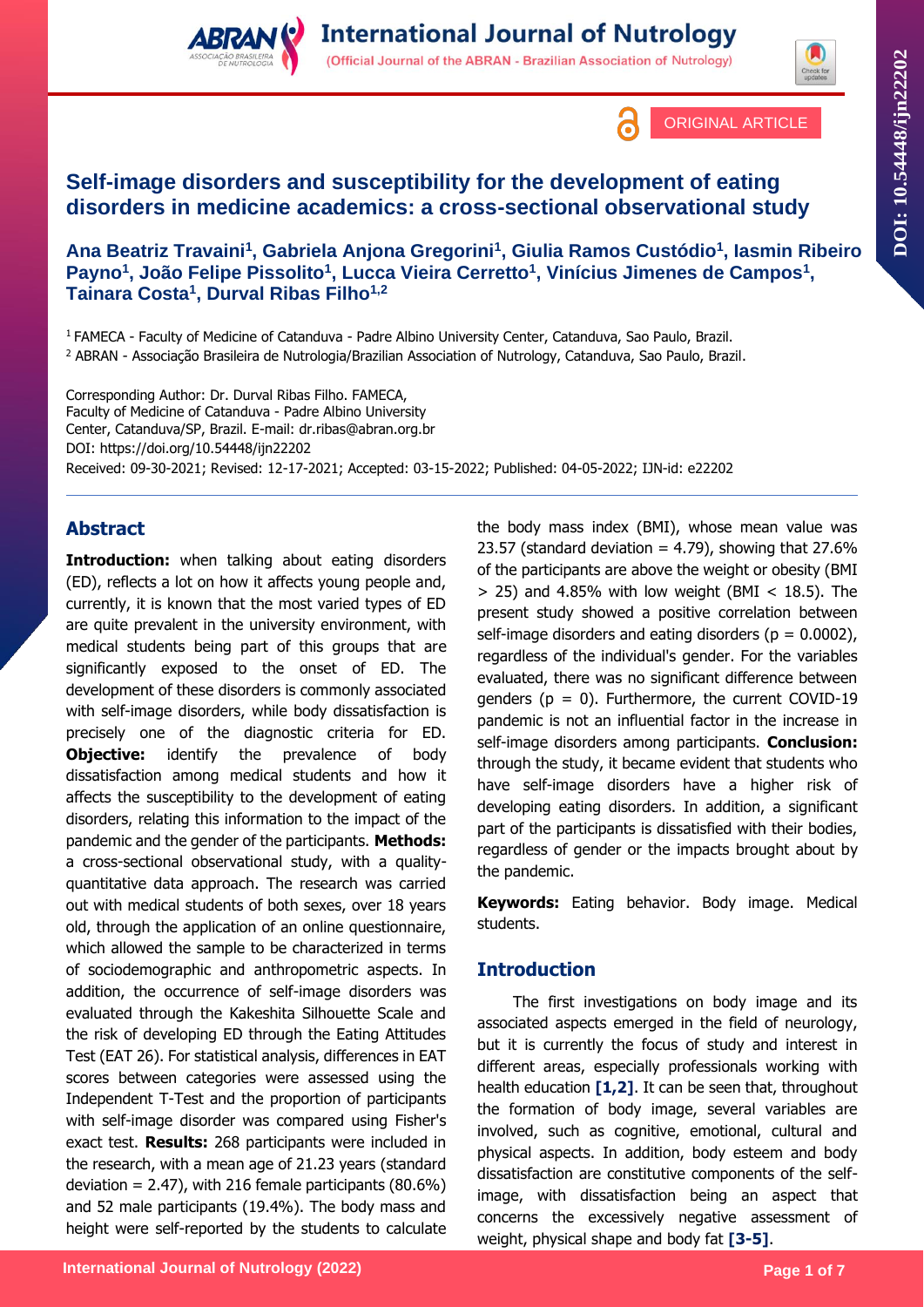ORIGINAL ARTICLE

# Self-image disorders and susceptibility for the development of eating disorders in medicine academics: a cross-sectional observational study

**Ana Beatriz Travaini[1], Gabriela Anjona Gregorini[1], Giulia Ramos Custódio[1], Iasmin Ribeiro Payno[1], João Felipe Pissolito[1], Lucca Vieira Cerretto[1], Vinícius Jimenes de Campos[1], Tainara Costa[1], Durval Ribas Filho[1,2]**

[1] FAMECA - Faculty of Medicine of Catanduva - Padre Albino University Center, Catanduva, Sao Paulo, Brazil.
[2] ABRAN - Associação Brasileira de Nutrologia/Brazilian Association of Nutrology, Catanduva, Sao Paulo, Brazil.

Corresponding Author: Dr. Durval Ribas Filho. FAMECA, Faculty of Medicine of Catanduva - Padre Albino University Center, Catanduva/SP, Brazil. E-mail: dr.ribas@abran.org.br
DOI: https://doi.org/10.54448/ijn22202
Received: 09-30-2021; Revised: 12-17-2021; Accepted: 03-15-2022; Published: 04-05-2022; IJN-id: e22202

## Abstract

**Introduction:** when talking about eating disorders (ED), reflects a lot on how it affects young people and, currently, it is known that the most varied types of ED are quite prevalent in the university environment, with medical students being part of this groups that are significantly exposed to the onset of ED. The development of these disorders is commonly associated with self-image disorders, while body dissatisfaction is precisely one of the diagnostic criteria for ED. **Objective:** identify the prevalence of body dissatisfaction among medical students and how it affects the susceptibility to the development of eating disorders, relating this information to the impact of the pandemic and the gender of the participants. **Methods:** a cross-sectional observational study, with a quality-quantitative data approach. The research was carried out with medical students of both sexes, over 18 years old, through the application of an online questionnaire, which allowed the sample to be characterized in terms of sociodemographic and anthropometric aspects. In addition, the occurrence of self-image disorders was evaluated through the Kakeshita Silhouette Scale and the risk of developing ED through the Eating Attitudes Test (EAT 26). For statistical analysis, differences in EAT scores between categories were assessed using the Independent T-Test and the proportion of participants with self-image disorder was compared using Fisher's exact test. **Results:** 268 participants were included in the research, with a mean age of 21.23 years (standard deviation = 2.47), with 216 female participants (80.6%) and 52 male participants (19.4%). The body mass and height were self-reported by the students to calculate the body mass index (BMI), whose mean value was 23.57 (standard deviation = 4.79), showing that 27.6% of the participants are above the weight or obesity (BMI $> 25$) and 4.85% with low weight (BMI $< 18.5$). The present study showed a positive correlation between self-image disorders and eating disorders ($p = 0.0002$), regardless of the individual's gender. For the variables evaluated, there was no significant difference between genders ($p = 0$). Furthermore, the current COVID-19 pandemic is not an influential factor in the increase in self-image disorders among participants. **Conclusion:** through the study, it became evident that students who have self-image disorders have a higher risk of developing eating disorders. In addition, a significant part of the participants is dissatisfied with their bodies, regardless of gender or the impacts brought about by the pandemic.

**Keywords:** Eating behavior. Body image. Medical students.

## Introduction

The first investigations on body image and its associated aspects emerged in the field of neurology, but it is currently the focus of study and interest in different areas, especially professionals working with health education **[1,2]**. It can be seen that, throughout the formation of body image, several variables are involved, such as cognitive, emotional, cultural and physical aspects. In addition, body esteem and body dissatisfaction are constitutive components of the self-image, with dissatisfaction being an aspect that concerns the excessively negative assessment of weight, physical shape and body fat **[3-5]**.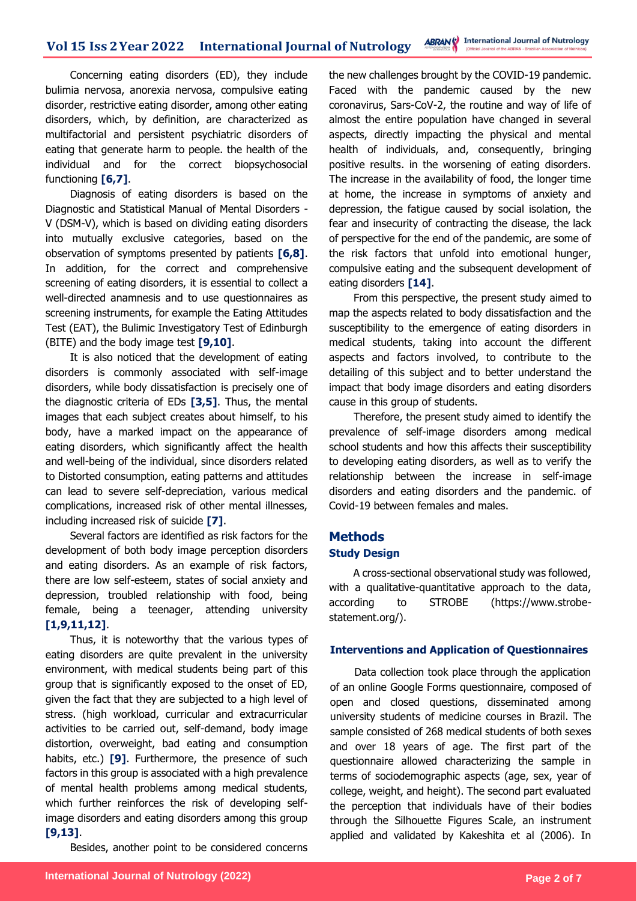Concerning eating disorders (ED), they include bulimia nervosa, anorexia nervosa, compulsive eating disorder, restrictive eating disorder, among other eating disorders, which, by definition, are characterized as multifactorial and persistent psychiatric disorders of eating that generate harm to people. the health of the individual and for the correct biopsychosocial functioning **[6,7]**.

Diagnosis of eating disorders is based on the Diagnostic and Statistical Manual of Mental Disorders - V (DSM-V), which is based on dividing eating disorders into mutually exclusive categories, based on the observation of symptoms presented by patients **[6,8]**. In addition, for the correct and comprehensive screening of eating disorders, it is essential to collect a well-directed anamnesis and to use questionnaires as screening instruments, for example the Eating Attitudes Test (EAT), the Bulimic Investigatory Test of Edinburgh (BITE) and the body image test **[9,10]**.

It is also noticed that the development of eating disorders is commonly associated with self-image disorders, while body dissatisfaction is precisely one of the diagnostic criteria of EDs **[3,5]**. Thus, the mental images that each subject creates about himself, to his body, have a marked impact on the appearance of eating disorders, which significantly affect the health and well-being of the individual, since disorders related to Distorted consumption, eating patterns and attitudes can lead to severe self-depreciation, various medical complications, increased risk of other mental illnesses, including increased risk of suicide **[7]**.

Several factors are identified as risk factors for the development of both body image perception disorders and eating disorders. As an example of risk factors, there are low self-esteem, states of social anxiety and depression, troubled relationship with food, being female, being a teenager, attending university **[1,9,11,12]**.

Thus, it is noteworthy that the various types of eating disorders are quite prevalent in the university environment, with medical students being part of this group that is significantly exposed to the onset of ED, given the fact that they are subjected to a high level of stress. (high workload, curricular and extracurricular activities to be carried out, self-demand, body image distortion, overweight, bad eating and consumption habits, etc.) **[9]**. Furthermore, the presence of such factors in this group is associated with a high prevalence of mental health problems among medical students, which further reinforces the risk of developing self-image disorders and eating disorders among this group **[9,13]**.

Besides, another point to be considered concerns the new challenges brought by the COVID-19 pandemic. Faced with the pandemic caused by the new coronavirus, Sars-CoV-2, the routine and way of life of almost the entire population have changed in several aspects, directly impacting the physical and mental health of individuals, and, consequently, bringing positive results. in the worsening of eating disorders. The increase in the availability of food, the longer time at home, the increase in symptoms of anxiety and depression, the fatigue caused by social isolation, the fear and insecurity of contracting the disease, the lack of perspective for the end of the pandemic, are some of the risk factors that unfold into emotional hunger, compulsive eating and the subsequent development of eating disorders **[14]**.

From this perspective, the present study aimed to map the aspects related to body dissatisfaction and the susceptibility to the emergence of eating disorders in medical students, taking into account the different aspects and factors involved, to contribute to the detailing of this subject and to better understand the impact that body image disorders and eating disorders cause in this group of students.

Therefore, the present study aimed to identify the prevalence of self-image disorders among medical school students and how this affects their susceptibility to developing eating disorders, as well as to verify the relationship between the increase in self-image disorders and eating disorders and the pandemic. of Covid-19 between females and males.

## Methods

### Study Design

A cross-sectional observational study was followed, with a qualitative-quantitative approach to the data, according to STROBE (https://www.strobe-statement.org/).

### Interventions and Application of Questionnaires

Data collection took place through the application of an online Google Forms questionnaire, composed of open and closed questions, disseminated among university students of medicine courses in Brazil. The sample consisted of 268 medical students of both sexes and over 18 years of age. The first part of the questionnaire allowed characterizing the sample in terms of sociodemographic aspects (age, sex, year of college, weight, and height). The second part evaluated the perception that individuals have of their bodies through the Silhouette Figures Scale, an instrument applied and validated by Kakeshita et al (2006). In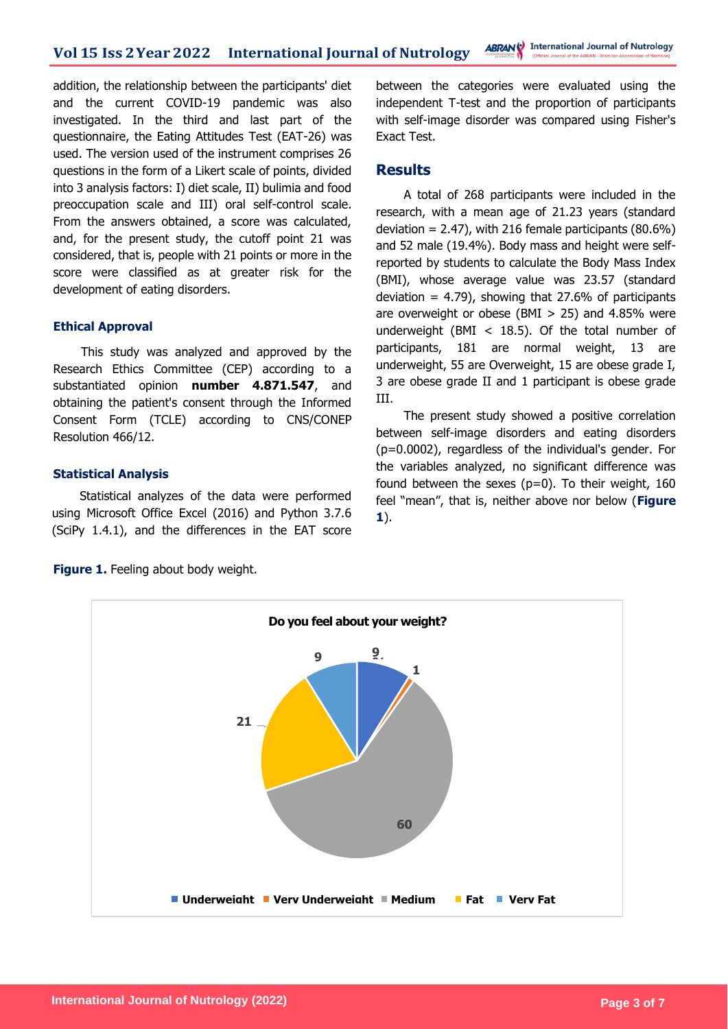addition, the relationship between the participants' diet and the current COVID-19 pandemic was also investigated. In the third and last part of the questionnaire, the Eating Attitudes Test (EAT-26) was used. The version used of the instrument comprises 26 questions in the form of a Likert scale of points, divided into 3 analysis factors: I) diet scale, II) bulimia and food preoccupation scale and III) oral self-control scale. From the answers obtained, a score was calculated, and, for the present study, the cutoff point 21 was considered, that is, people with 21 points or more in the score were classified as at greater risk for the development of eating disorders.

### Ethical Approval

This study was analyzed and approved by the Research Ethics Committee (CEP) according to a substantiated opinion **number 4.871.547**, and obtaining the patient's consent through the Informed Consent Form (TCLE) according to CNS/CONEP Resolution 466/12.

### Statistical Analysis

Statistical analyzes of the data were performed using Microsoft Office Excel (2016) and Python 3.7.6 (SciPy 1.4.1), and the differences in the EAT score between the categories were evaluated using the independent T-test and the proportion of participants with self-image disorder was compared using Fisher's Exact Test.

## Results

A total of 268 participants were included in the research, with a mean age of 21.23 years (standard deviation = 2.47), with 216 female participants (80.6%) and 52 male (19.4%). Body mass and height were self-reported by students to calculate the Body Mass Index (BMI), whose average value was 23.57 (standard deviation = 4.79), showing that 27.6% of participants are overweight or obese (BMI > 25) and 4.85% were underweight (BMI < 18.5). Of the total number of participants, 181 are normal weight, 13 are underweight, 55 are Overweight, 15 are obese grade I, 3 are obese grade II and 1 participant is obese grade III.

The present study showed a positive correlation between self-image disorders and eating disorders (p=0.0002), regardless of the individual's gender. For the variables analyzed, no significant difference was found between the sexes (p=0). To their weight, 160 feel "mean", that is, neither above nor below (**Figure 1**).

**Figure 1.** Feeling about body weight.

Do you feel about your weight?

| Category | Value |
|---|---|
| Underweight | 9 |
| Very Underweight | 1 |
| Medium | 60 |
| Fat | 21 |
| Very Fat | 9 |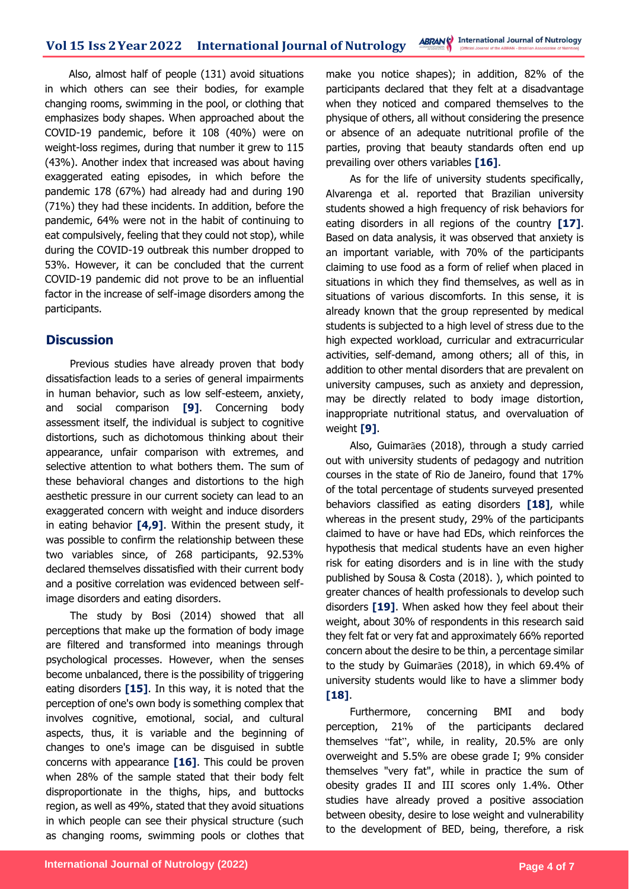Also, almost half of people (131) avoid situations in which others can see their bodies, for example changing rooms, swimming in the pool, or clothing that emphasizes body shapes. When approached about the COVID-19 pandemic, before it 108 (40%) were on weight-loss regimes, during that number it grew to 115 (43%). Another index that increased was about having exaggerated eating episodes, in which before the pandemic 178 (67%) had already had and during 190 (71%) they had these incidents. In addition, before the pandemic, 64% were not in the habit of continuing to eat compulsively, feeling that they could not stop), while during the COVID-19 outbreak this number dropped to 53%. However, it can be concluded that the current COVID-19 pandemic did not prove to be an influential factor in the increase of self-image disorders among the participants.

## Discussion

Previous studies have already proven that body dissatisfaction leads to a series of general impairments in human behavior, such as low self-esteem, anxiety, and social comparison **[9]**. Concerning body assessment itself, the individual is subject to cognitive distortions, such as dichotomous thinking about their appearance, unfair comparison with extremes, and selective attention to what bothers them. The sum of these behavioral changes and distortions to the high aesthetic pressure in our current society can lead to an exaggerated concern with weight and induce disorders in eating behavior **[4,9]**. Within the present study, it was possible to confirm the relationship between these two variables since, of 268 participants, 92.53% declared themselves dissatisfied with their current body and a positive correlation was evidenced between self-image disorders and eating disorders.

The study by Bosi (2014) showed that all perceptions that make up the formation of body image are filtered and transformed into meanings through psychological processes. However, when the senses become unbalanced, there is the possibility of triggering eating disorders **[15]**. In this way, it is noted that the perception of one's own body is something complex that involves cognitive, emotional, social, and cultural aspects, thus, it is variable and the beginning of changes to one's image can be disguised in subtle concerns with appearance **[16]**. This could be proven when 28% of the sample stated that their body felt disproportionate in the thighs, hips, and buttocks region, as well as 49%, stated that they avoid situations in which people can see their physical structure (such as changing rooms, swimming pools or clothes that make you notice shapes); in addition, 82% of the participants declared that they felt at a disadvantage when they noticed and compared themselves to the physique of others, all without considering the presence or absence of an adequate nutritional profile of the parties, proving that beauty standards often end up prevailing over others variables **[16]**.

As for the life of university students specifically, Alvarenga et al. reported that Brazilian university students showed a high frequency of risk behaviors for eating disorders in all regions of the country **[17]**. Based on data analysis, it was observed that anxiety is an important variable, with 70% of the participants claiming to use food as a form of relief when placed in situations in which they find themselves, as well as in situations of various discomforts. In this sense, it is already known that the group represented by medical students is subjected to a high level of stress due to the high expected workload, curricular and extracurricular activities, self-demand, among others; all of this, in addition to other mental disorders that are prevalent on university campuses, such as anxiety and depression, may be directly related to body image distortion, inappropriate nutritional status, and overvaluation of weight **[9]**.

Also, Guimarães (2018), through a study carried out with university students of pedagogy and nutrition courses in the state of Rio de Janeiro, found that 17% of the total percentage of students surveyed presented behaviors classified as eating disorders **[18]**, while whereas in the present study, 29% of the participants claimed to have or have had EDs, which reinforces the hypothesis that medical students have an even higher risk for eating disorders and is in line with the study published by Sousa & Costa (2018). ), which pointed to greater chances of health professionals to develop such disorders **[19]**. When asked how they feel about their weight, about 30% of respondents in this research said they felt fat or very fat and approximately 66% reported concern about the desire to be thin, a percentage similar to the study by Guimarães (2018), in which 69.4% of university students would like to have a slimmer body **[18]**.

Furthermore, concerning BMI and body perception, 21% of the participants declared themselves "fat", while, in reality, 20.5% are only overweight and 5.5% are obese grade I; 9% consider themselves "very fat", while in practice the sum of obesity grades II and III scores only 1.4%. Other studies have already proved a positive association between obesity, desire to lose weight and vulnerability to the development of BED, being, therefore, a risk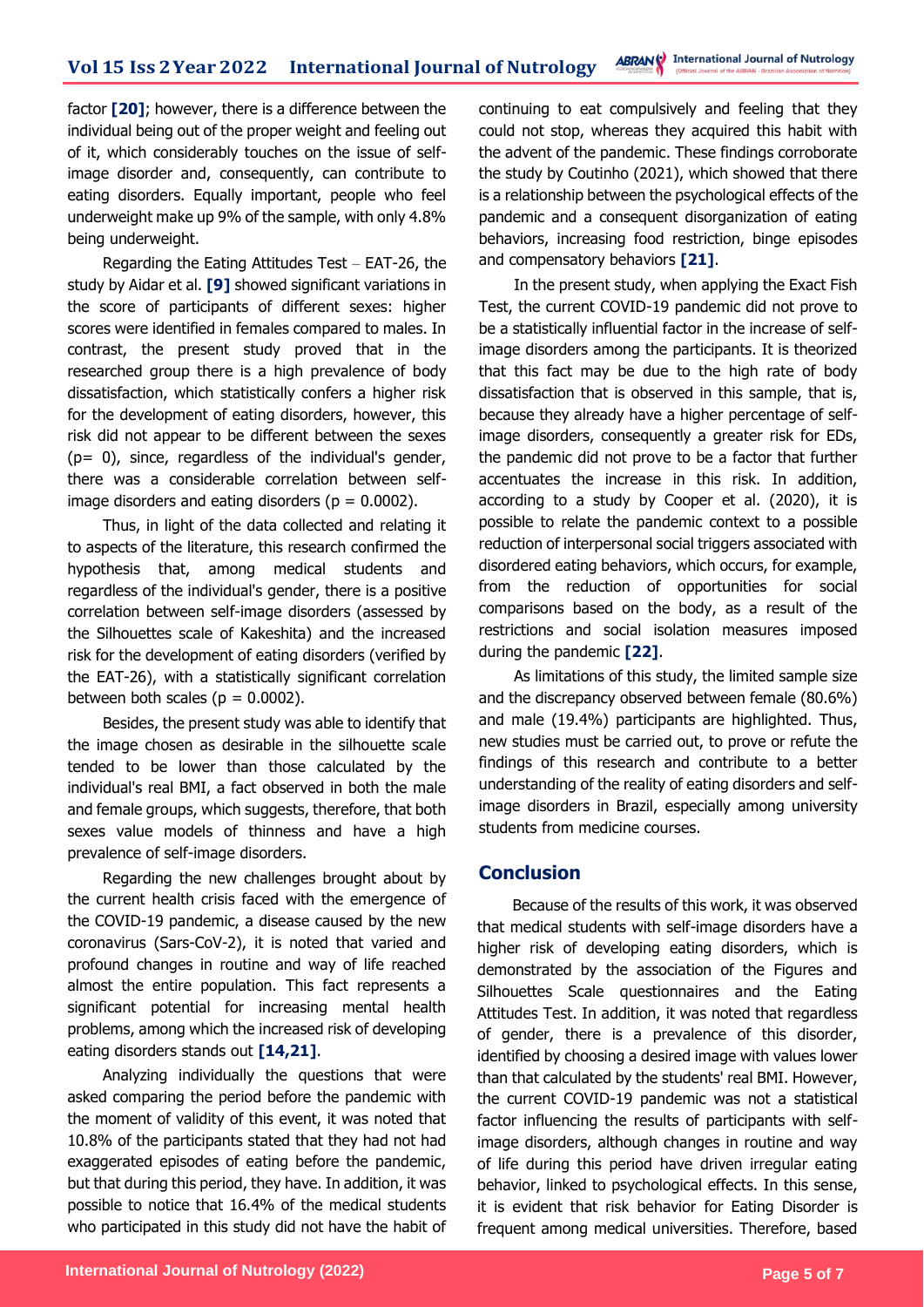factor **[20]**; however, there is a difference between the individual being out of the proper weight and feeling out of it, which considerably touches on the issue of self-image disorder and, consequently, can contribute to eating disorders. Equally important, people who feel underweight make up 9% of the sample, with only 4.8% being underweight.

Regarding the Eating Attitudes Test – EAT-26, the study by Aidar et al. **[9]** showed significant variations in the score of participants of different sexes: higher scores were identified in females compared to males. In contrast, the present study proved that in the researched group there is a high prevalence of body dissatisfaction, which statistically confers a higher risk for the development of eating disorders, however, this risk did not appear to be different between the sexes ($p = 0$), since, regardless of the individual's gender, there was a considerable correlation between self-image disorders and eating disorders ($p = 0.0002$).

Thus, in light of the data collected and relating it to aspects of the literature, this research confirmed the hypothesis that, among medical students and regardless of the individual's gender, there is a positive correlation between self-image disorders (assessed by the Silhouettes scale of Kakeshita) and the increased risk for the development of eating disorders (verified by the EAT-26), with a statistically significant correlation between both scales ($p = 0.0002$).

Besides, the present study was able to identify that the image chosen as desirable in the silhouette scale tended to be lower than those calculated by the individual's real BMI, a fact observed in both the male and female groups, which suggests, therefore, that both sexes value models of thinness and have a high prevalence of self-image disorders.

Regarding the new challenges brought about by the current health crisis faced with the emergence of the COVID-19 pandemic, a disease caused by the new coronavirus (Sars-CoV-2), it is noted that varied and profound changes in routine and way of life reached almost the entire population. This fact represents a significant potential for increasing mental health problems, among which the increased risk of developing eating disorders stands out **[14,21]**.

Analyzing individually the questions that were asked comparing the period before the pandemic with the moment of validity of this event, it was noted that 10.8% of the participants stated that they had not had exaggerated episodes of eating before the pandemic, but that during this period, they have. In addition, it was possible to notice that 16.4% of the medical students who participated in this study did not have the habit of continuing to eat compulsively and feeling that they could not stop, whereas they acquired this habit with the advent of the pandemic. These findings corroborate the study by Coutinho (2021), which showed that there is a relationship between the psychological effects of the pandemic and a consequent disorganization of eating behaviors, increasing food restriction, binge episodes and compensatory behaviors **[21]**.

In the present study, when applying the Exact Fish Test, the current COVID-19 pandemic did not prove to be a statistically influential factor in the increase of self-image disorders among the participants. It is theorized that this fact may be due to the high rate of body dissatisfaction that is observed in this sample, that is, because they already have a higher percentage of self-image disorders, consequently a greater risk for EDs, the pandemic did not prove to be a factor that further accentuates the increase in this risk. In addition, according to a study by Cooper et al. (2020), it is possible to relate the pandemic context to a possible reduction of interpersonal social triggers associated with disordered eating behaviors, which occurs, for example, from the reduction of opportunities for social comparisons based on the body, as a result of the restrictions and social isolation measures imposed during the pandemic **[22]**.

As limitations of this study, the limited sample size and the discrepancy observed between female (80.6%) and male (19.4%) participants are highlighted. Thus, new studies must be carried out, to prove or refute the findings of this research and contribute to a better understanding of the reality of eating disorders and self-image disorders in Brazil, especially among university students from medicine courses.

## Conclusion

Because of the results of this work, it was observed that medical students with self-image disorders have a higher risk of developing eating disorders, which is demonstrated by the association of the Figures and Silhouettes Scale questionnaires and the Eating Attitudes Test. In addition, it was noted that regardless of gender, there is a prevalence of this disorder, identified by choosing a desired image with values lower than that calculated by the students' real BMI. However, the current COVID-19 pandemic was not a statistical factor influencing the results of participants with self-image disorders, although changes in routine and way of life during this period have driven irregular eating behavior, linked to psychological effects. In this sense, it is evident that risk behavior for Eating Disorder is frequent among medical universities. Therefore, based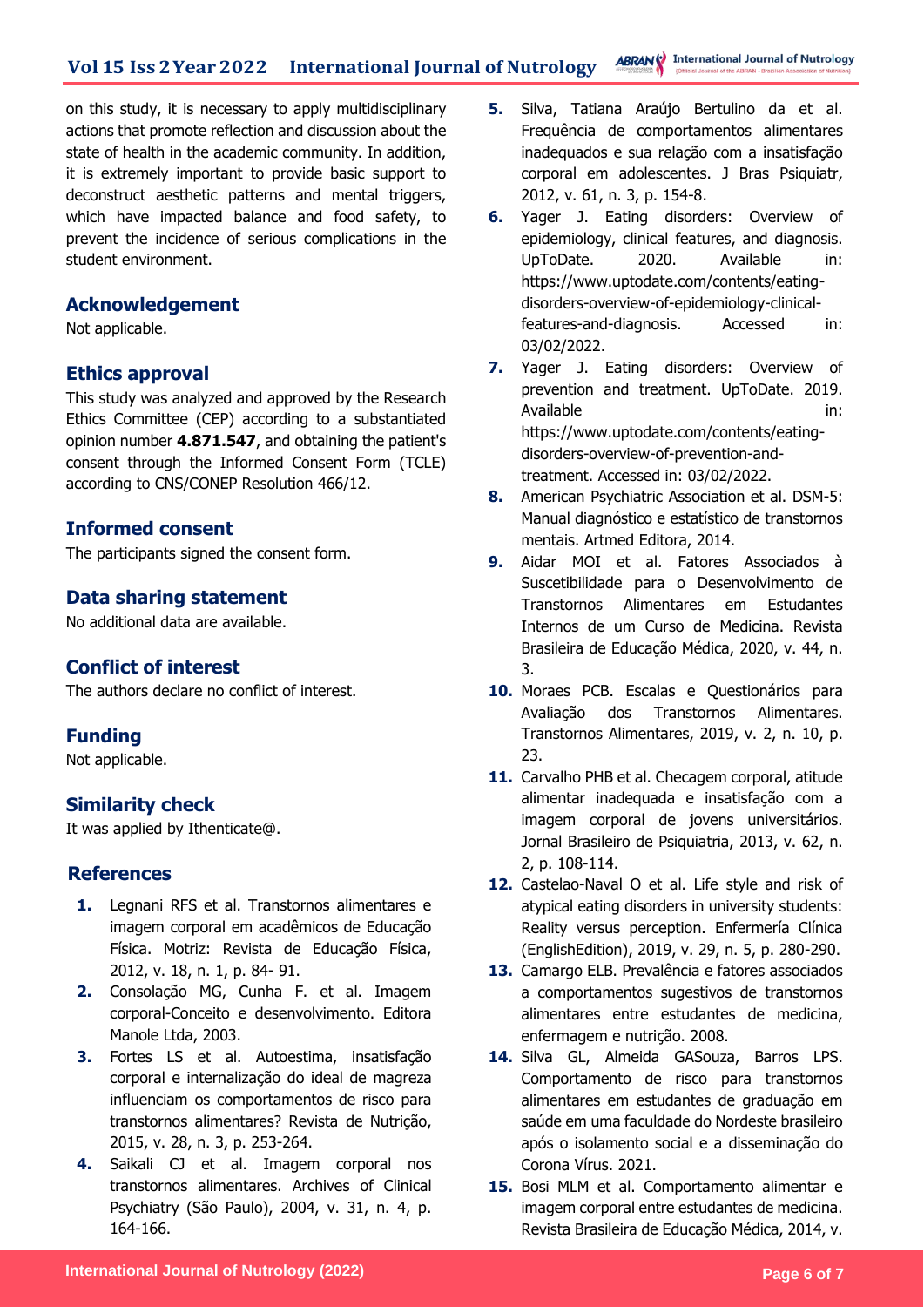on this study, it is necessary to apply multidisciplinary actions that promote reflection and discussion about the state of health in the academic community. In addition, it is extremely important to provide basic support to deconstruct aesthetic patterns and mental triggers, which have impacted balance and food safety, to prevent the incidence of serious complications in the student environment.

## Acknowledgement

Not applicable.

## Ethics approval

This study was analyzed and approved by the Research Ethics Committee (CEP) according to a substantiated opinion number **4.871.547**, and obtaining the patient's consent through the Informed Consent Form (TCLE) according to CNS/CONEP Resolution 466/12.

## Informed consent

The participants signed the consent form.

## Data sharing statement

No additional data are available.

## Conflict of interest

The authors declare no conflict of interest.

## Funding

Not applicable.

## Similarity check

It was applied by Ithenticate@.

## References

1. Legnani RFS et al. Transtornos alimentares e imagem corporal em acadêmicos de Educação Física. Motriz: Revista de Educação Física, 2012, v. 18, n. 1, p. 84- 91.
2. Consolação MG, Cunha F. et al. Imagem corporal-Conceito e desenvolvimento. Editora Manole Ltda, 2003.
3. Fortes LS et al. Autoestima, insatisfação corporal e internalização do ideal de magreza influenciam os comportamentos de risco para transtornos alimentares? Revista de Nutrição, 2015, v. 28, n. 3, p. 253-264.
4. Saikali CJ et al. Imagem corporal nos transtornos alimentares. Archives of Clinical Psychiatry (São Paulo), 2004, v. 31, n. 4, p. 164-166.
5. Silva, Tatiana Araújo Bertulino da et al. Frequência de comportamentos alimentares inadequados e sua relação com a insatisfação corporal em adolescentes. J Bras Psiquiatr, 2012, v. 61, n. 3, p. 154-8.
6. Yager J. Eating disorders: Overview of epidemiology, clinical features, and diagnosis. UpToDate. 2020. Available in: https://www.uptodate.com/contents/eating-disorders-overview-of-epidemiology-clinical-features-and-diagnosis. Accessed in: 03/02/2022.
7. Yager J. Eating disorders: Overview of prevention and treatment. UpToDate. 2019. Available in: https://www.uptodate.com/contents/eating-disorders-overview-of-prevention-and-treatment. Accessed in: 03/02/2022.
8. American Psychiatric Association et al. DSM-5: Manual diagnóstico e estatístico de transtornos mentais. Artmed Editora, 2014.
9. Aidar MOI et al. Fatores Associados à Suscetibilidade para o Desenvolvimento de Transtornos Alimentares em Estudantes Internos de um Curso de Medicina. Revista Brasileira de Educação Médica, 2020, v. 44, n. 3.
10. Moraes PCB. Escalas e Questionários para Avaliação dos Transtornos Alimentares. Transtornos Alimentares, 2019, v. 2, n. 10, p. 23.
11. Carvalho PHB et al. Checagem corporal, atitude alimentar inadequada e insatisfação com a imagem corporal de jovens universitários. Jornal Brasileiro de Psiquiatria, 2013, v. 62, n. 2, p. 108-114.
12. Castelao-Naval O et al. Life style and risk of atypical eating disorders in university students: Reality versus perception. Enfermería Clínica (EnglishEdition), 2019, v. 29, n. 5, p. 280-290.
13. Camargo ELB. Prevalência e fatores associados a comportamentos sugestivos de transtornos alimentares entre estudantes de medicina, enfermagem e nutrição. 2008.
14. Silva GL, Almeida GASouza, Barros LPS. Comportamento de risco para transtornos alimentares em estudantes de graduação em saúde em uma faculdade do Nordeste brasileiro após o isolamento social e a disseminação do Corona Vírus. 2021.
15. Bosi MLM et al. Comportamento alimentar e imagem corporal entre estudantes de medicina. Revista Brasileira de Educação Médica, 2014, v.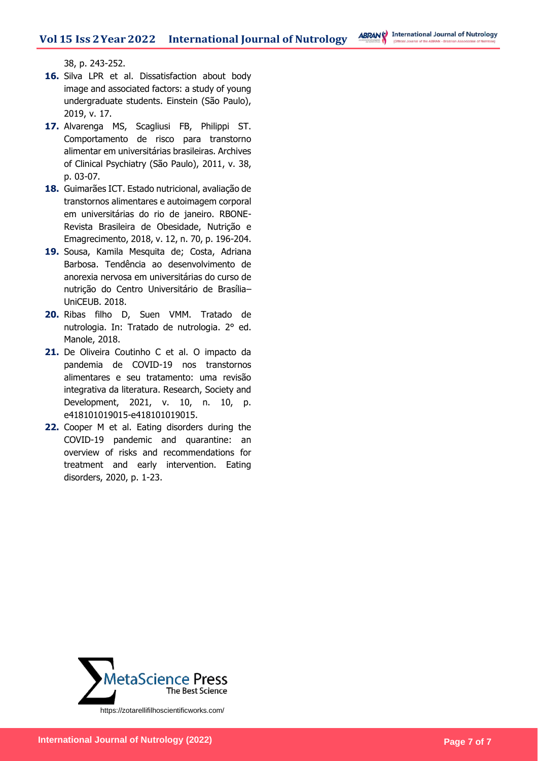38, p. 243-252.

16. Silva LPR et al. Dissatisfaction about body image and associated factors: a study of young undergraduate students. Einstein (São Paulo), 2019, v. 17.
17. Alvarenga MS, Scagliusi FB, Philippi ST. Comportamento de risco para transtorno alimentar em universitárias brasileiras. Archives of Clinical Psychiatry (São Paulo), 2011, v. 38, p. 03-07.
18. Guimarães ICT. Estado nutricional, avaliação de transtornos alimentares e autoimagem corporal em universitárias do rio de janeiro. RBONE-Revista Brasileira de Obesidade, Nutrição e Emagrecimento, 2018, v. 12, n. 70, p. 196-204.
19. Sousa, Kamila Mesquita de; Costa, Adriana Barbosa. Tendência ao desenvolvimento de anorexia nervosa em universitárias do curso de nutrição do Centro Universitário de Brasília– UniCEUB. 2018.
20. Ribas filho D, Suen VMM. Tratado de nutrologia. In: Tratado de nutrologia. 2° ed. Manole, 2018.
21. De Oliveira Coutinho C et al. O impacto da pandemia de COVID-19 nos transtornos alimentares e seu tratamento: uma revisão integrativa da literatura. Research, Society and Development, 2021, v. 10, n. 10, p. e418101019015-e418101019015.
22. Cooper M et al. Eating disorders during the COVID-19 pandemic and quarantine: an overview of risks and recommendations for treatment and early intervention. Eating disorders, 2020, p. 1-23.

MetaScience Press
The Best Science
https://zotarellifilhoscientificworks.com/